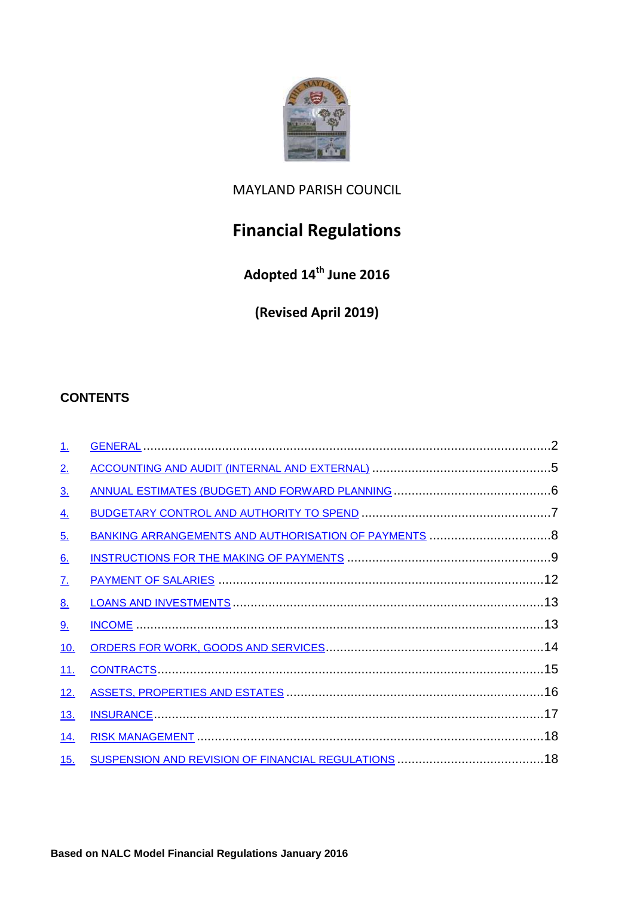MAYLAND PARISH COUNCIL

# Financial Regulations

**Adopted 14th June 2016**

**(Revised April 2019)**

## CONTENTS

1. GENERAL ....2
2. ACCOUNTING AND AUDIT (INTERNAL AND EXTERNAL) ....5
3. ANNUAL ESTIMATES (BUDGET) AND FORWARD PLANNING ....6
4. BUDGETARY CONTROL AND AUTHORITY TO SPEND ....7
5. BANKING ARRANGEMENTS AND AUTHORISATION OF PAYMENTS ....8
6. INSTRUCTIONS FOR THE MAKING OF PAYMENTS ....9
7. PAYMENT OF SALARIES ....12
8. LOANS AND INVESTMENTS ....13
9. INCOME ....13
10. ORDERS FOR WORK, GOODS AND SERVICES ....14
11. CONTRACTS ....15
12. ASSETS, PROPERTIES AND ESTATES ....16
13. INSURANCE ....17
14. RISK MANAGEMENT ....18
15. SUSPENSION AND REVISION OF FINANCIAL REGULATIONS ....18

**Based on NALC Model Financial Regulations January 2016**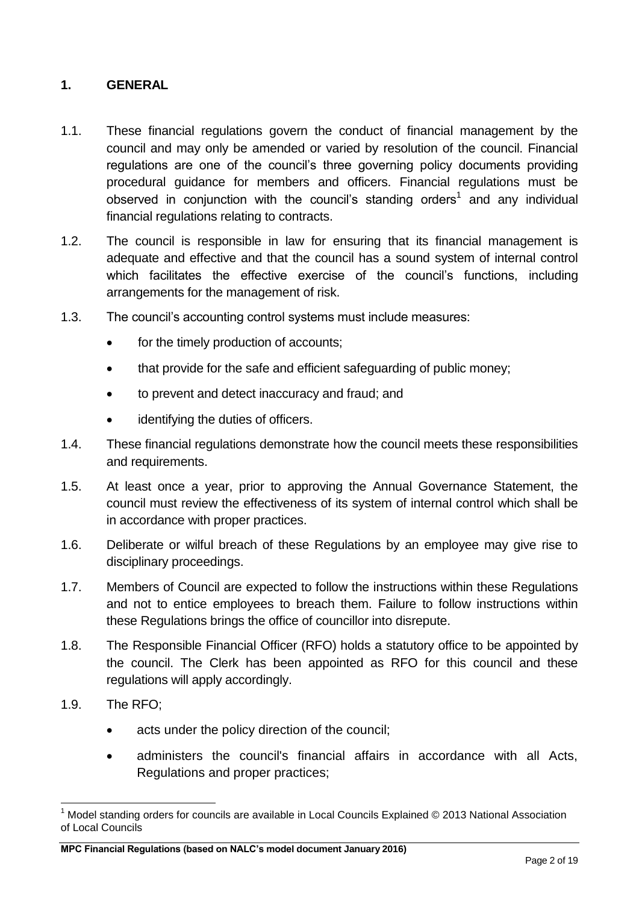## 1. GENERAL

1.1. These financial regulations govern the conduct of financial management by the council and may only be amended or varied by resolution of the council. Financial regulations are one of the council's three governing policy documents providing procedural guidance for members and officers. Financial regulations must be observed in conjunction with the council's standing orders[1] and any individual financial regulations relating to contracts.

1.2. The council is responsible in law for ensuring that its financial management is adequate and effective and that the council has a sound system of internal control which facilitates the effective exercise of the council's functions, including arrangements for the management of risk.

1.3. The council's accounting control systems must include measures:

- for the timely production of accounts;
- that provide for the safe and efficient safeguarding of public money;
- to prevent and detect inaccuracy and fraud; and
- identifying the duties of officers.

1.4. These financial regulations demonstrate how the council meets these responsibilities and requirements.

1.5. At least once a year, prior to approving the Annual Governance Statement, the council must review the effectiveness of its system of internal control which shall be in accordance with proper practices.

1.6. Deliberate or wilful breach of these Regulations by an employee may give rise to disciplinary proceedings.

1.7. Members of Council are expected to follow the instructions within these Regulations and not to entice employees to breach them. Failure to follow instructions within these Regulations brings the office of councillor into disrepute.

1.8. The Responsible Financial Officer (RFO) holds a statutory office to be appointed by the council. The Clerk has been appointed as RFO for this council and these regulations will apply accordingly.

1.9. The RFO;

- acts under the policy direction of the council;
- administers the council's financial affairs in accordance with all Acts, Regulations and proper practices;

[1] Model standing orders for councils are available in Local Councils Explained © 2013 National Association of Local Councils

**MPC Financial Regulations (based on NALC's model document January 2016)**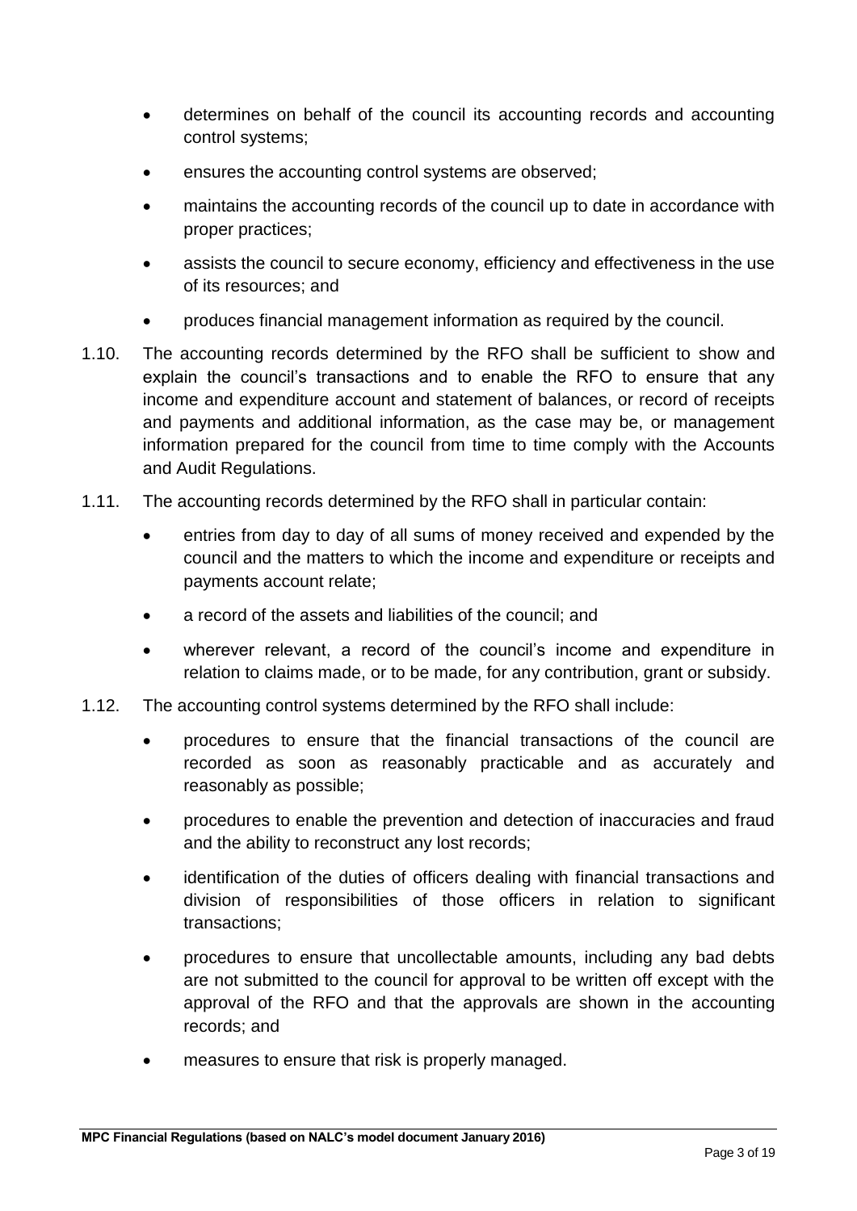- determines on behalf of the council its accounting records and accounting control systems;
- ensures the accounting control systems are observed;
- maintains the accounting records of the council up to date in accordance with proper practices;
- assists the council to secure economy, efficiency and effectiveness in the use of its resources; and
- produces financial management information as required by the council.

1.10. The accounting records determined by the RFO shall be sufficient to show and explain the council's transactions and to enable the RFO to ensure that any income and expenditure account and statement of balances, or record of receipts and payments and additional information, as the case may be, or management information prepared for the council from time to time comply with the Accounts and Audit Regulations.

1.11. The accounting records determined by the RFO shall in particular contain:

- entries from day to day of all sums of money received and expended by the council and the matters to which the income and expenditure or receipts and payments account relate;
- a record of the assets and liabilities of the council; and
- wherever relevant, a record of the council's income and expenditure in relation to claims made, or to be made, for any contribution, grant or subsidy.

1.12. The accounting control systems determined by the RFO shall include:

- procedures to ensure that the financial transactions of the council are recorded as soon as reasonably practicable and as accurately and reasonably as possible;
- procedures to enable the prevention and detection of inaccuracies and fraud and the ability to reconstruct any lost records;
- identification of the duties of officers dealing with financial transactions and division of responsibilities of those officers in relation to significant transactions;
- procedures to ensure that uncollectable amounts, including any bad debts are not submitted to the council for approval to be written off except with the approval of the RFO and that the approvals are shown in the accounting records; and
- measures to ensure that risk is properly managed.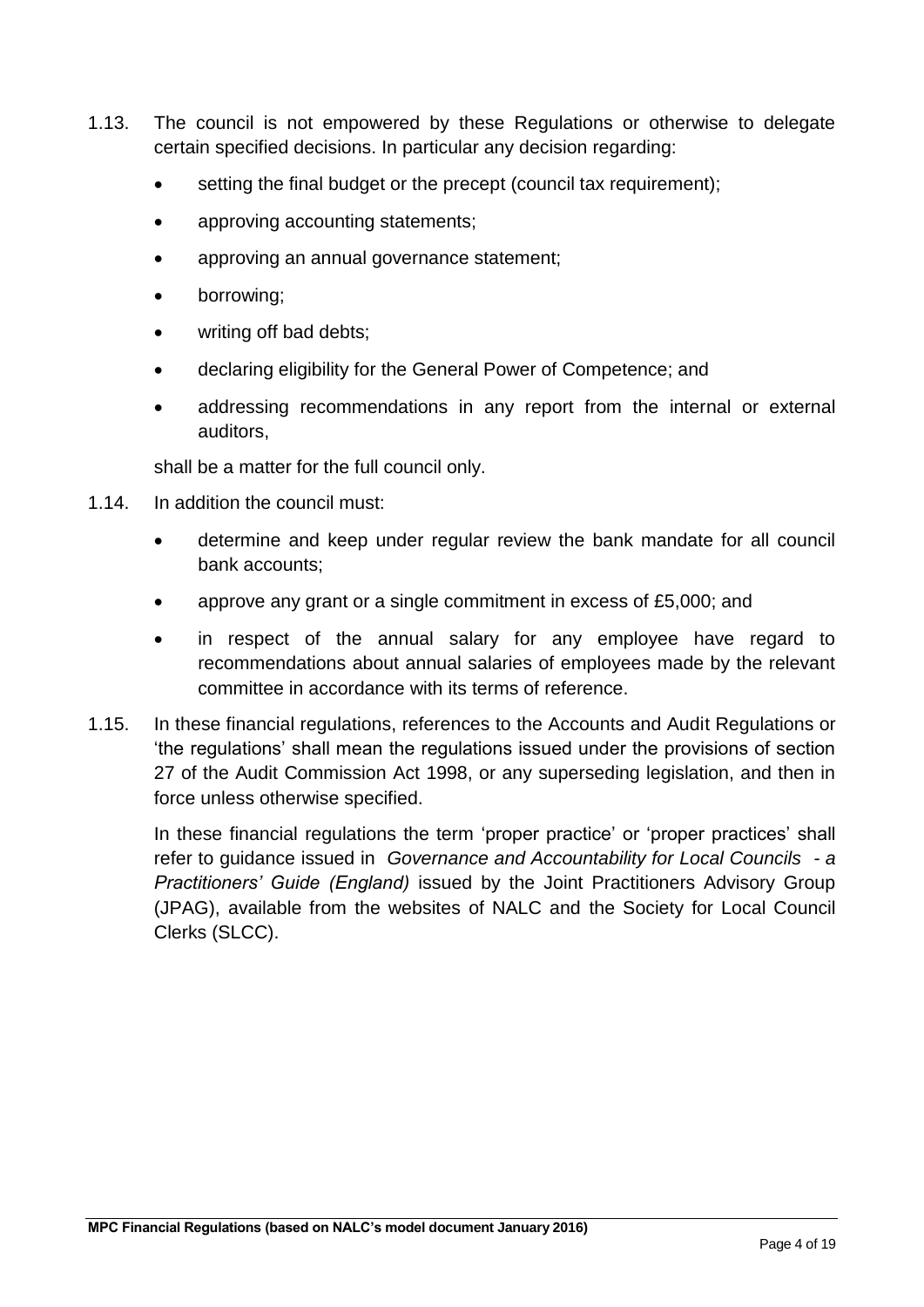1.13. The council is not empowered by these Regulations or otherwise to delegate certain specified decisions. In particular any decision regarding:

- setting the final budget or the precept (council tax requirement);
- approving accounting statements;
- approving an annual governance statement;
- borrowing;
- writing off bad debts;
- declaring eligibility for the General Power of Competence; and
- addressing recommendations in any report from the internal or external auditors,

shall be a matter for the full council only.

1.14. In addition the council must:

- determine and keep under regular review the bank mandate for all council bank accounts;
- approve any grant or a single commitment in excess of £5,000; and
- in respect of the annual salary for any employee have regard to recommendations about annual salaries of employees made by the relevant committee in accordance with its terms of reference.

1.15. In these financial regulations, references to the Accounts and Audit Regulations or 'the regulations' shall mean the regulations issued under the provisions of section 27 of the Audit Commission Act 1998, or any superseding legislation, and then in force unless otherwise specified.

In these financial regulations the term 'proper practice' or 'proper practices' shall refer to guidance issued in *Governance and Accountability for Local Councils - a Practitioners' Guide (England)* issued by the Joint Practitioners Advisory Group (JPAG), available from the websites of NALC and the Society for Local Council Clerks (SLCC).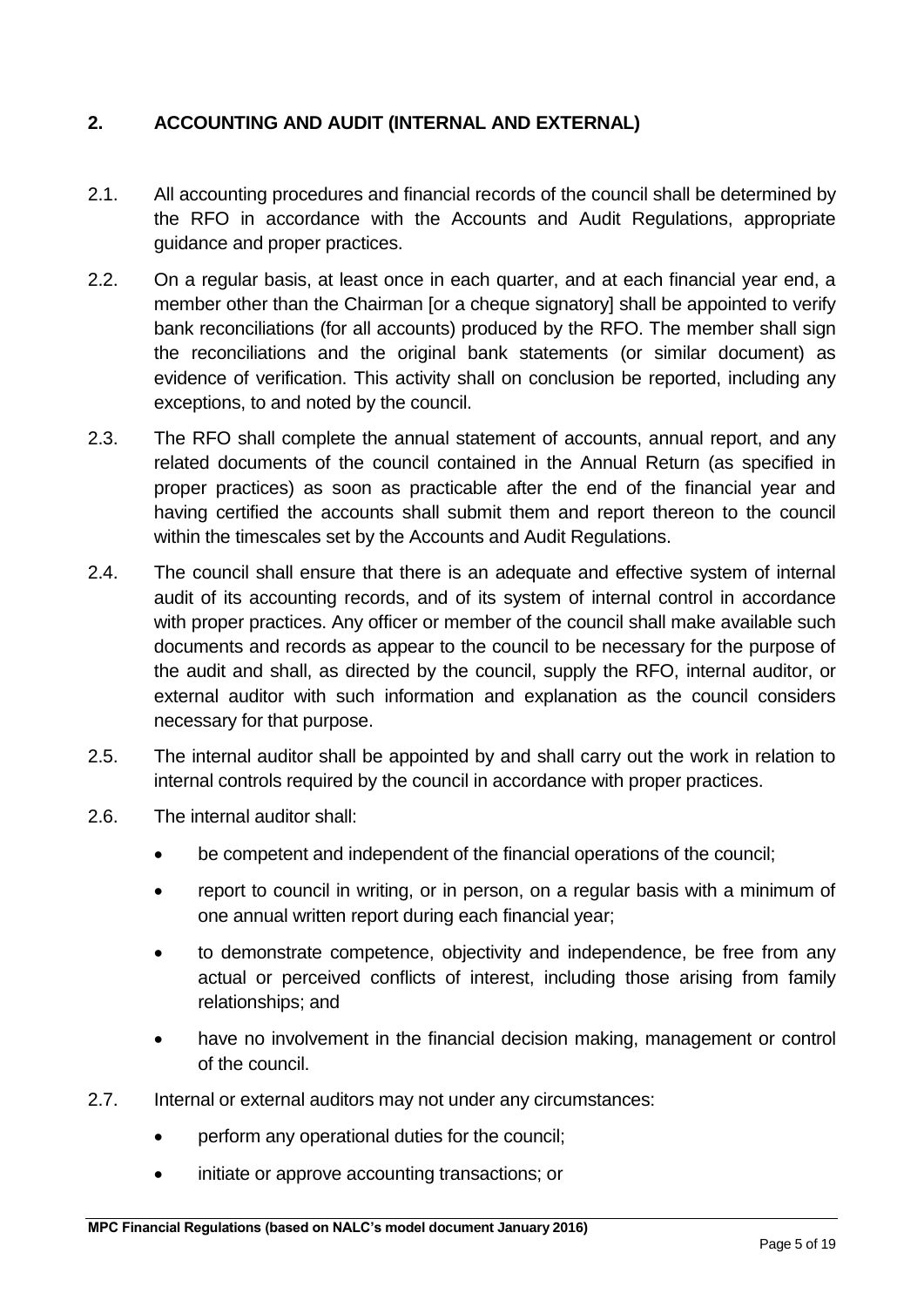## 2. ACCOUNTING AND AUDIT (INTERNAL AND EXTERNAL)

2.1. All accounting procedures and financial records of the council shall be determined by the RFO in accordance with the Accounts and Audit Regulations, appropriate guidance and proper practices.

2.2. On a regular basis, at least once in each quarter, and at each financial year end, a member other than the Chairman [or a cheque signatory] shall be appointed to verify bank reconciliations (for all accounts) produced by the RFO. The member shall sign the reconciliations and the original bank statements (or similar document) as evidence of verification. This activity shall on conclusion be reported, including any exceptions, to and noted by the council.

2.3. The RFO shall complete the annual statement of accounts, annual report, and any related documents of the council contained in the Annual Return (as specified in proper practices) as soon as practicable after the end of the financial year and having certified the accounts shall submit them and report thereon to the council within the timescales set by the Accounts and Audit Regulations.

2.4. The council shall ensure that there is an adequate and effective system of internal audit of its accounting records, and of its system of internal control in accordance with proper practices. Any officer or member of the council shall make available such documents and records as appear to the council to be necessary for the purpose of the audit and shall, as directed by the council, supply the RFO, internal auditor, or external auditor with such information and explanation as the council considers necessary for that purpose.

2.5. The internal auditor shall be appointed by and shall carry out the work in relation to internal controls required by the council in accordance with proper practices.

2.6. The internal auditor shall:

- be competent and independent of the financial operations of the council;
- report to council in writing, or in person, on a regular basis with a minimum of one annual written report during each financial year;
- to demonstrate competence, objectivity and independence, be free from any actual or perceived conflicts of interest, including those arising from family relationships; and
- have no involvement in the financial decision making, management or control of the council.

2.7. Internal or external auditors may not under any circumstances:

- perform any operational duties for the council;
- initiate or approve accounting transactions; or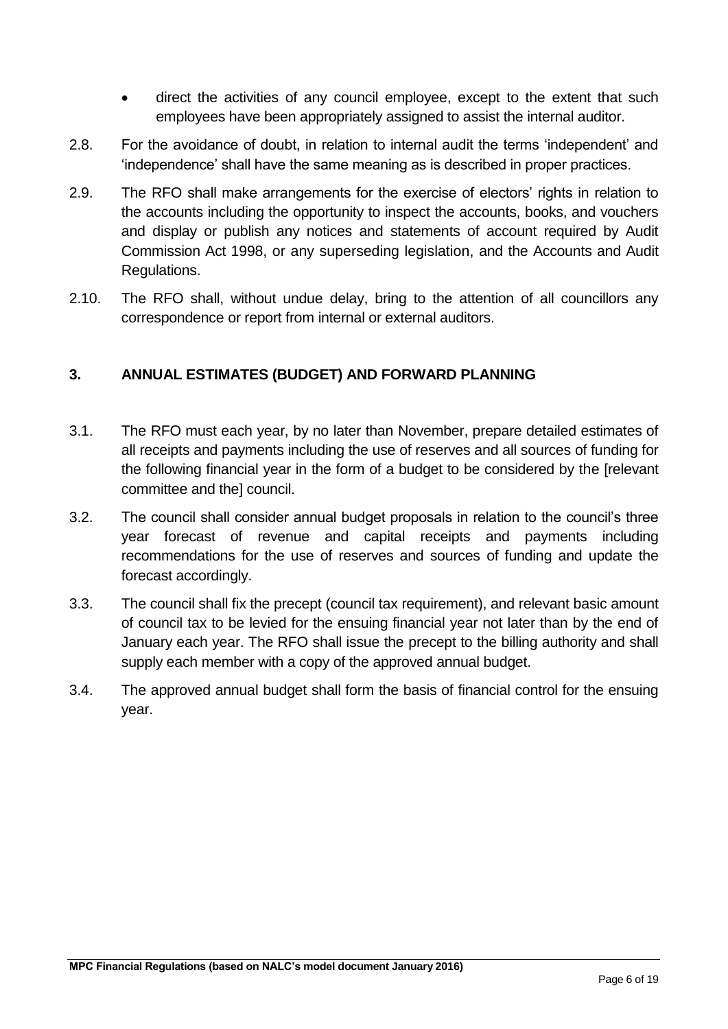- direct the activities of any council employee, except to the extent that such employees have been appropriately assigned to assist the internal auditor.

2.8. For the avoidance of doubt, in relation to internal audit the terms 'independent' and 'independence' shall have the same meaning as is described in proper practices.

2.9. The RFO shall make arrangements for the exercise of electors' rights in relation to the accounts including the opportunity to inspect the accounts, books, and vouchers and display or publish any notices and statements of account required by Audit Commission Act 1998, or any superseding legislation, and the Accounts and Audit Regulations.

2.10. The RFO shall, without undue delay, bring to the attention of all councillors any correspondence or report from internal or external auditors.

## 3. ANNUAL ESTIMATES (BUDGET) AND FORWARD PLANNING

3.1. The RFO must each year, by no later than November, prepare detailed estimates of all receipts and payments including the use of reserves and all sources of funding for the following financial year in the form of a budget to be considered by the [relevant committee and the] council.

3.2. The council shall consider annual budget proposals in relation to the council's three year forecast of revenue and capital receipts and payments including recommendations for the use of reserves and sources of funding and update the forecast accordingly.

3.3. The council shall fix the precept (council tax requirement), and relevant basic amount of council tax to be levied for the ensuing financial year not later than by the end of January each year. The RFO shall issue the precept to the billing authority and shall supply each member with a copy of the approved annual budget.

3.4. The approved annual budget shall form the basis of financial control for the ensuing year.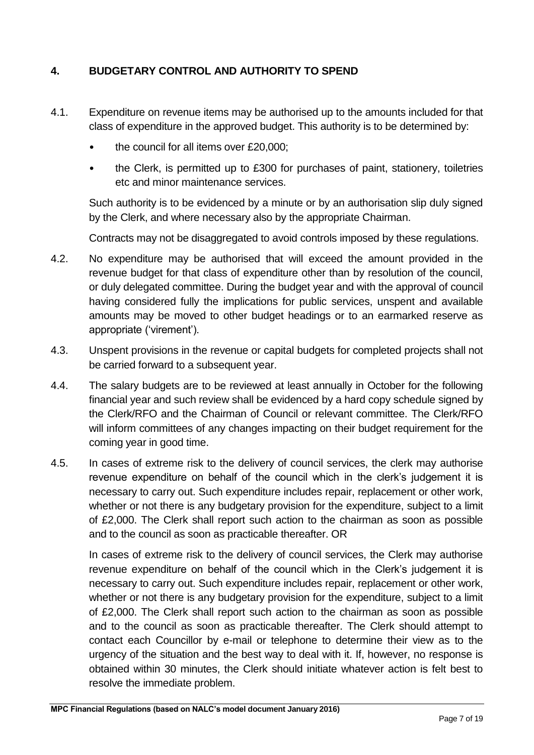## 4. BUDGETARY CONTROL AND AUTHORITY TO SPEND

4.1. Expenditure on revenue items may be authorised up to the amounts included for that class of expenditure in the approved budget. This authority is to be determined by:

- the council for all items over £20,000;
- the Clerk, is permitted up to £300 for purchases of paint, stationery, toiletries etc and minor maintenance services.

Such authority is to be evidenced by a minute or by an authorisation slip duly signed by the Clerk, and where necessary also by the appropriate Chairman.

Contracts may not be disaggregated to avoid controls imposed by these regulations.

4.2. No expenditure may be authorised that will exceed the amount provided in the revenue budget for that class of expenditure other than by resolution of the council, or duly delegated committee. During the budget year and with the approval of council having considered fully the implications for public services, unspent and available amounts may be moved to other budget headings or to an earmarked reserve as appropriate ('virement').

4.3. Unspent provisions in the revenue or capital budgets for completed projects shall not be carried forward to a subsequent year.

4.4. The salary budgets are to be reviewed at least annually in October for the following financial year and such review shall be evidenced by a hard copy schedule signed by the Clerk/RFO and the Chairman of Council or relevant committee. The Clerk/RFO will inform committees of any changes impacting on their budget requirement for the coming year in good time.

4.5. In cases of extreme risk to the delivery of council services, the clerk may authorise revenue expenditure on behalf of the council which in the clerk's judgement it is necessary to carry out. Such expenditure includes repair, replacement or other work, whether or not there is any budgetary provision for the expenditure, subject to a limit of £2,000. The Clerk shall report such action to the chairman as soon as possible and to the council as soon as practicable thereafter. OR

In cases of extreme risk to the delivery of council services, the Clerk may authorise revenue expenditure on behalf of the council which in the Clerk's judgement it is necessary to carry out. Such expenditure includes repair, replacement or other work, whether or not there is any budgetary provision for the expenditure, subject to a limit of £2,000. The Clerk shall report such action to the chairman as soon as possible and to the council as soon as practicable thereafter. The Clerk should attempt to contact each Councillor by e-mail or telephone to determine their view as to the urgency of the situation and the best way to deal with it. If, however, no response is obtained within 30 minutes, the Clerk should initiate whatever action is felt best to resolve the immediate problem.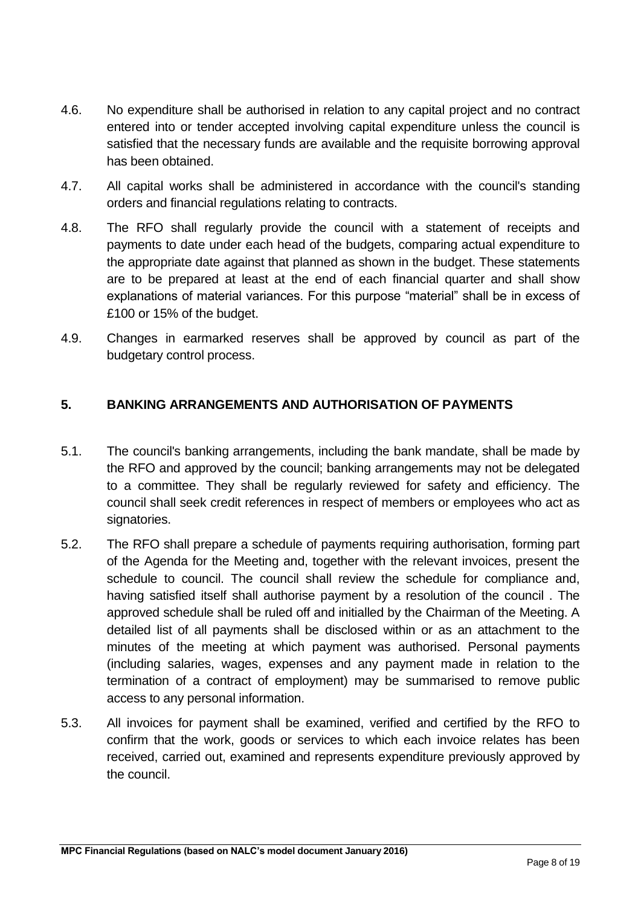4.6. No expenditure shall be authorised in relation to any capital project and no contract entered into or tender accepted involving capital expenditure unless the council is satisfied that the necessary funds are available and the requisite borrowing approval has been obtained.

4.7. All capital works shall be administered in accordance with the council's standing orders and financial regulations relating to contracts.

4.8. The RFO shall regularly provide the council with a statement of receipts and payments to date under each head of the budgets, comparing actual expenditure to the appropriate date against that planned as shown in the budget. These statements are to be prepared at least at the end of each financial quarter and shall show explanations of material variances. For this purpose "material" shall be in excess of £100 or 15% of the budget.

4.9. Changes in earmarked reserves shall be approved by council as part of the budgetary control process.

## 5. BANKING ARRANGEMENTS AND AUTHORISATION OF PAYMENTS

5.1. The council's banking arrangements, including the bank mandate, shall be made by the RFO and approved by the council; banking arrangements may not be delegated to a committee. They shall be regularly reviewed for safety and efficiency. The council shall seek credit references in respect of members or employees who act as signatories.

5.2. The RFO shall prepare a schedule of payments requiring authorisation, forming part of the Agenda for the Meeting and, together with the relevant invoices, present the schedule to council. The council shall review the schedule for compliance and, having satisfied itself shall authorise payment by a resolution of the council . The approved schedule shall be ruled off and initialled by the Chairman of the Meeting. A detailed list of all payments shall be disclosed within or as an attachment to the minutes of the meeting at which payment was authorised. Personal payments (including salaries, wages, expenses and any payment made in relation to the termination of a contract of employment) may be summarised to remove public access to any personal information.

5.3. All invoices for payment shall be examined, verified and certified by the RFO to confirm that the work, goods or services to which each invoice relates has been received, carried out, examined and represents expenditure previously approved by the council.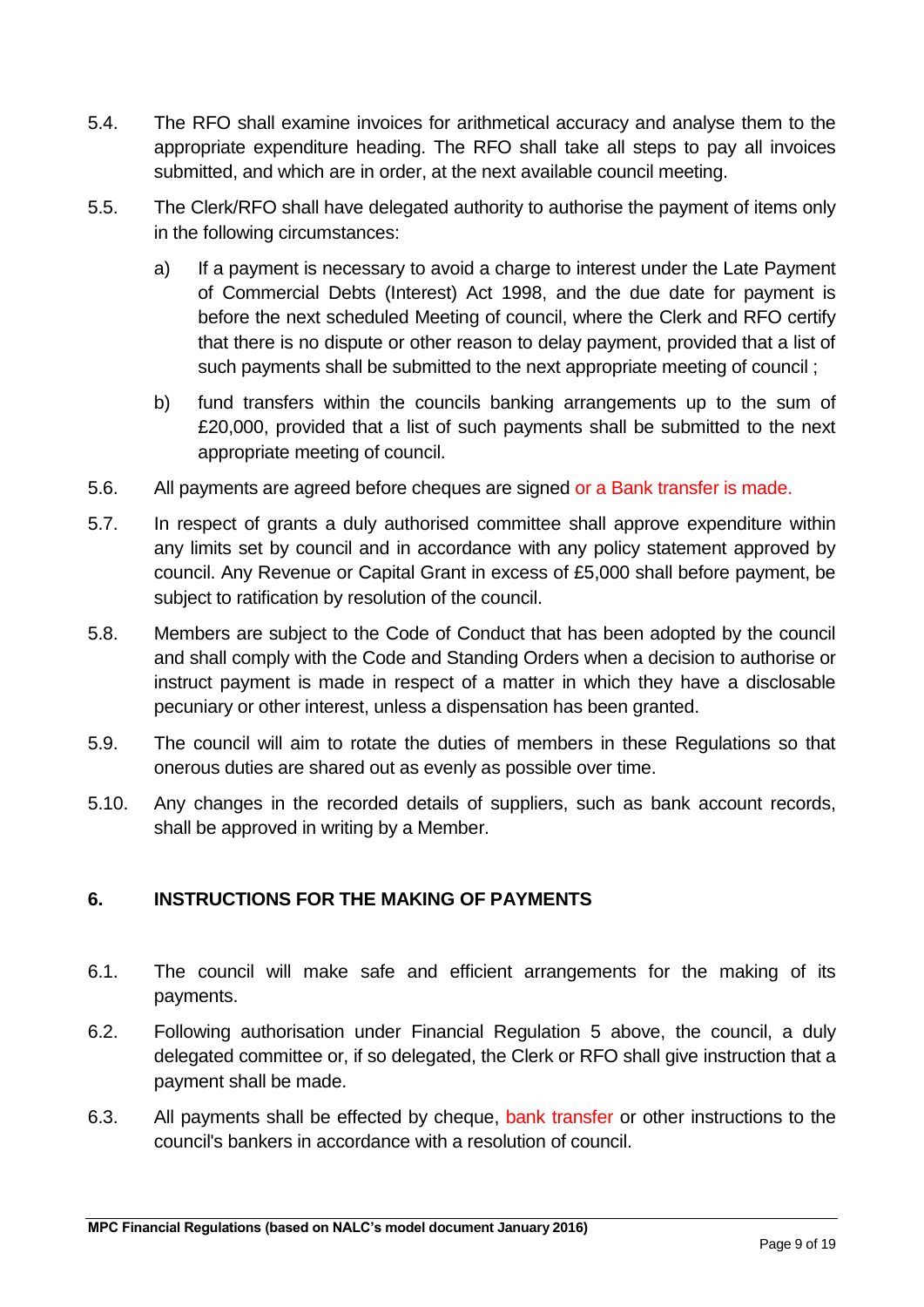5.4. The RFO shall examine invoices for arithmetical accuracy and analyse them to the appropriate expenditure heading. The RFO shall take all steps to pay all invoices submitted, and which are in order, at the next available council meeting.

5.5. The Clerk/RFO shall have delegated authority to authorise the payment of items only in the following circumstances:

   a) If a payment is necessary to avoid a charge to interest under the Late Payment of Commercial Debts (Interest) Act 1998, and the due date for payment is before the next scheduled Meeting of council, where the Clerk and RFO certify that there is no dispute or other reason to delay payment, provided that a list of such payments shall be submitted to the next appropriate meeting of council ;

   b) fund transfers within the councils banking arrangements up to the sum of £20,000, provided that a list of such payments shall be submitted to the next appropriate meeting of council.

5.6. All payments are agreed before cheques are signed or a Bank transfer is made.

5.7. In respect of grants a duly authorised committee shall approve expenditure within any limits set by council and in accordance with any policy statement approved by council. Any Revenue or Capital Grant in excess of £5,000 shall before payment, be subject to ratification by resolution of the council.

5.8. Members are subject to the Code of Conduct that has been adopted by the council and shall comply with the Code and Standing Orders when a decision to authorise or instruct payment is made in respect of a matter in which they have a disclosable pecuniary or other interest, unless a dispensation has been granted.

5.9. The council will aim to rotate the duties of members in these Regulations so that onerous duties are shared out as evenly as possible over time.

5.10. Any changes in the recorded details of suppliers, such as bank account records, shall be approved in writing by a Member.

## 6. INSTRUCTIONS FOR THE MAKING OF PAYMENTS

6.1. The council will make safe and efficient arrangements for the making of its payments.

6.2. Following authorisation under Financial Regulation 5 above, the council, a duly delegated committee or, if so delegated, the Clerk or RFO shall give instruction that a payment shall be made.

6.3. All payments shall be effected by cheque, bank transfer or other instructions to the council's bankers in accordance with a resolution of council.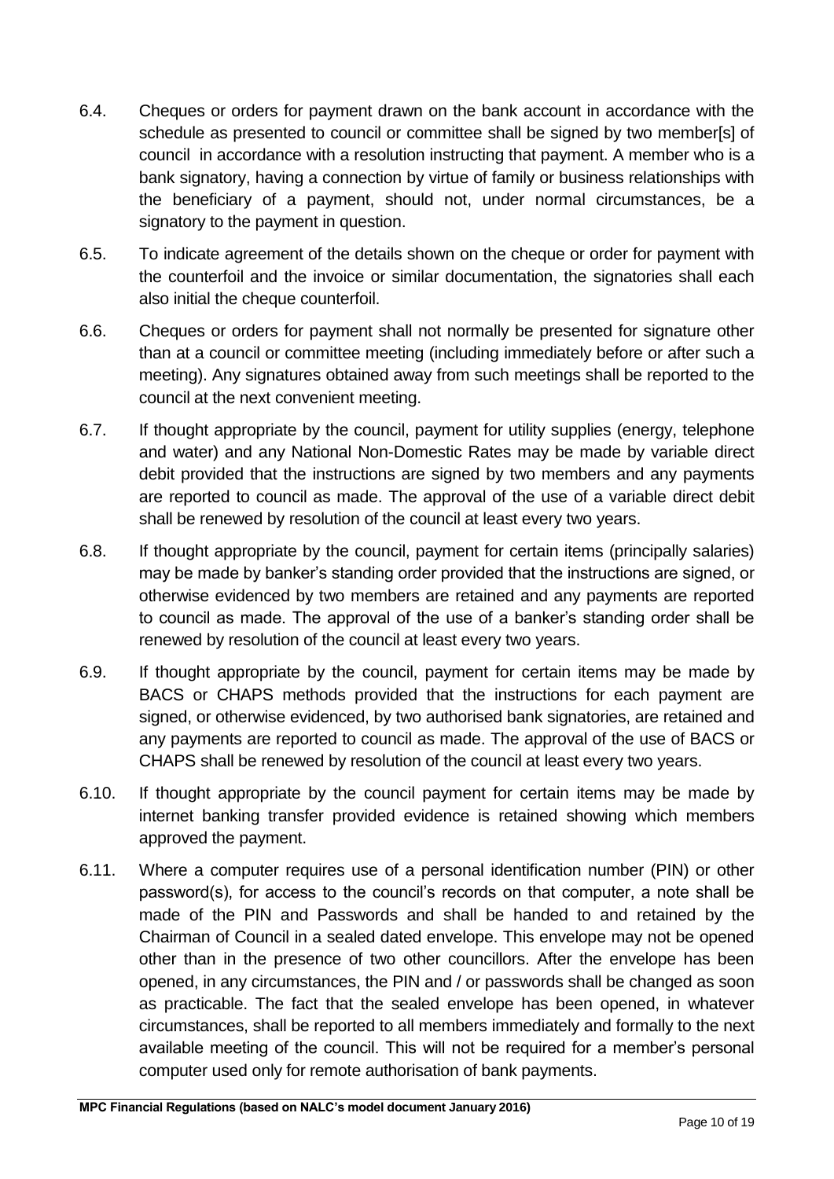6.4. Cheques or orders for payment drawn on the bank account in accordance with the schedule as presented to council or committee shall be signed by two member[s] of council in accordance with a resolution instructing that payment. A member who is a bank signatory, having a connection by virtue of family or business relationships with the beneficiary of a payment, should not, under normal circumstances, be a signatory to the payment in question.

6.5. To indicate agreement of the details shown on the cheque or order for payment with the counterfoil and the invoice or similar documentation, the signatories shall each also initial the cheque counterfoil.

6.6. Cheques or orders for payment shall not normally be presented for signature other than at a council or committee meeting (including immediately before or after such a meeting). Any signatures obtained away from such meetings shall be reported to the council at the next convenient meeting.

6.7. If thought appropriate by the council, payment for utility supplies (energy, telephone and water) and any National Non-Domestic Rates may be made by variable direct debit provided that the instructions are signed by two members and any payments are reported to council as made. The approval of the use of a variable direct debit shall be renewed by resolution of the council at least every two years.

6.8. If thought appropriate by the council, payment for certain items (principally salaries) may be made by banker's standing order provided that the instructions are signed, or otherwise evidenced by two members are retained and any payments are reported to council as made. The approval of the use of a banker's standing order shall be renewed by resolution of the council at least every two years.

6.9. If thought appropriate by the council, payment for certain items may be made by BACS or CHAPS methods provided that the instructions for each payment are signed, or otherwise evidenced, by two authorised bank signatories, are retained and any payments are reported to council as made. The approval of the use of BACS or CHAPS shall be renewed by resolution of the council at least every two years.

6.10. If thought appropriate by the council payment for certain items may be made by internet banking transfer provided evidence is retained showing which members approved the payment.

6.11. Where a computer requires use of a personal identification number (PIN) or other password(s), for access to the council's records on that computer, a note shall be made of the PIN and Passwords and shall be handed to and retained by the Chairman of Council in a sealed dated envelope. This envelope may not be opened other than in the presence of two other councillors. After the envelope has been opened, in any circumstances, the PIN and / or passwords shall be changed as soon as practicable. The fact that the sealed envelope has been opened, in whatever circumstances, shall be reported to all members immediately and formally to the next available meeting of the council. This will not be required for a member's personal computer used only for remote authorisation of bank payments.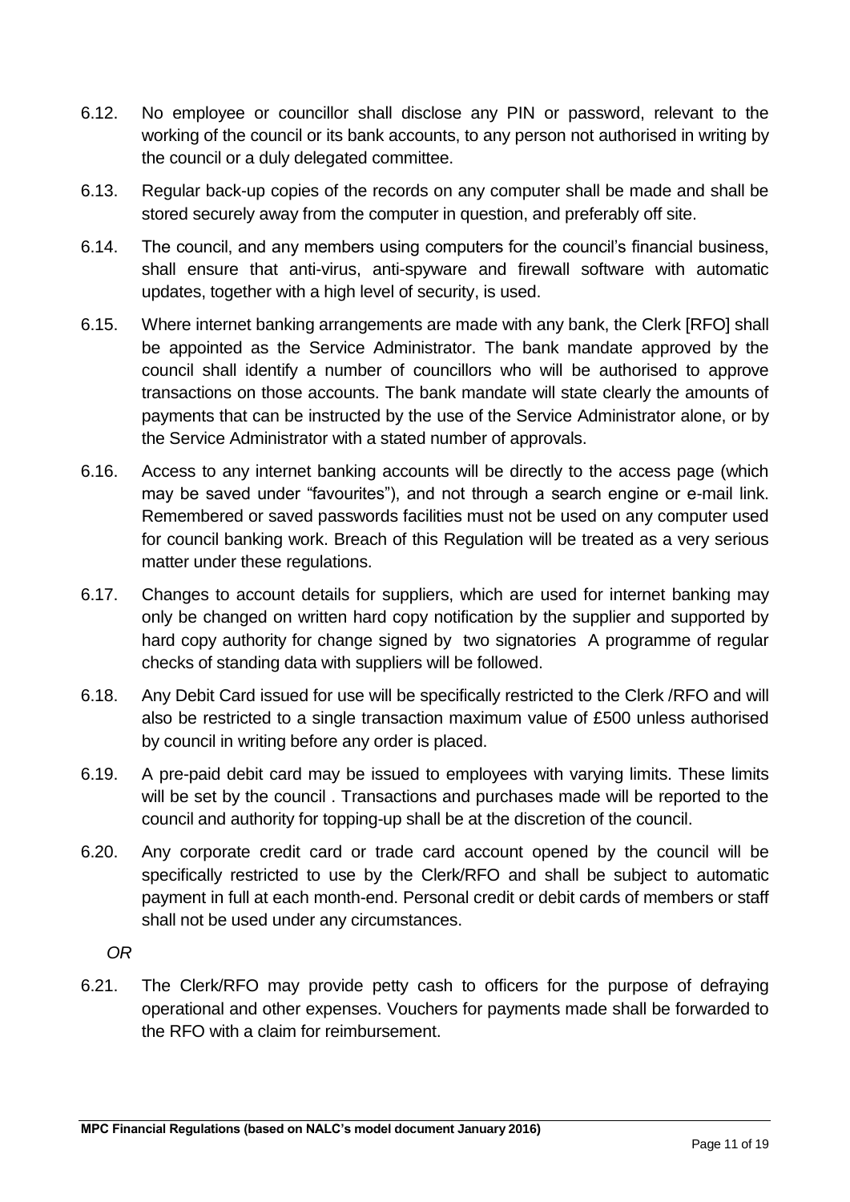6.12. No employee or councillor shall disclose any PIN or password, relevant to the working of the council or its bank accounts, to any person not authorised in writing by the council or a duly delegated committee.

6.13. Regular back-up copies of the records on any computer shall be made and shall be stored securely away from the computer in question, and preferably off site.

6.14. The council, and any members using computers for the council's financial business, shall ensure that anti-virus, anti-spyware and firewall software with automatic updates, together with a high level of security, is used.

6.15. Where internet banking arrangements are made with any bank, the Clerk [RFO] shall be appointed as the Service Administrator. The bank mandate approved by the council shall identify a number of councillors who will be authorised to approve transactions on those accounts. The bank mandate will state clearly the amounts of payments that can be instructed by the use of the Service Administrator alone, or by the Service Administrator with a stated number of approvals.

6.16. Access to any internet banking accounts will be directly to the access page (which may be saved under "favourites"), and not through a search engine or e-mail link. Remembered or saved passwords facilities must not be used on any computer used for council banking work. Breach of this Regulation will be treated as a very serious matter under these regulations.

6.17. Changes to account details for suppliers, which are used for internet banking may only be changed on written hard copy notification by the supplier and supported by hard copy authority for change signed by two signatories A programme of regular checks of standing data with suppliers will be followed.

6.18. Any Debit Card issued for use will be specifically restricted to the Clerk /RFO and will also be restricted to a single transaction maximum value of £500 unless authorised by council in writing before any order is placed.

6.19. A pre-paid debit card may be issued to employees with varying limits. These limits will be set by the council . Transactions and purchases made will be reported to the council and authority for topping-up shall be at the discretion of the council.

6.20. Any corporate credit card or trade card account opened by the council will be specifically restricted to use by the Clerk/RFO and shall be subject to automatic payment in full at each month-end. Personal credit or debit cards of members or staff shall not be used under any circumstances.

*OR*

6.21. The Clerk/RFO may provide petty cash to officers for the purpose of defraying operational and other expenses. Vouchers for payments made shall be forwarded to the RFO with a claim for reimbursement.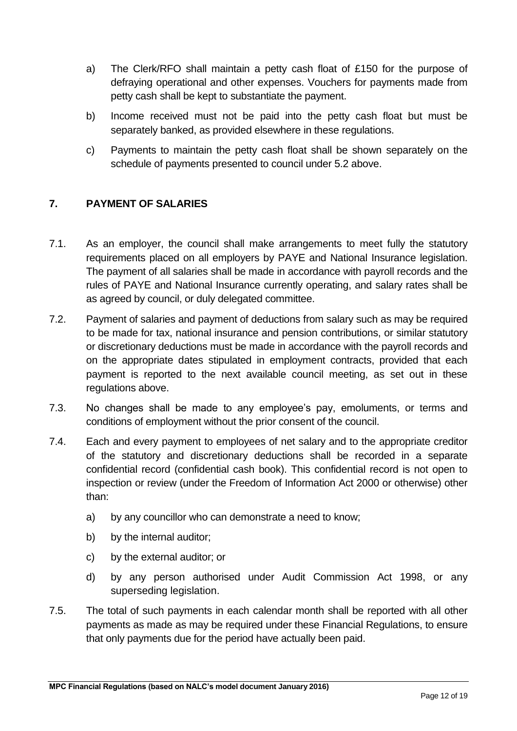a) The Clerk/RFO shall maintain a petty cash float of £150 for the purpose of defraying operational and other expenses. Vouchers for payments made from petty cash shall be kept to substantiate the payment.

b) Income received must not be paid into the petty cash float but must be separately banked, as provided elsewhere in these regulations.

c) Payments to maintain the petty cash float shall be shown separately on the schedule of payments presented to council under 5.2 above.

## 7. PAYMENT OF SALARIES

7.1. As an employer, the council shall make arrangements to meet fully the statutory requirements placed on all employers by PAYE and National Insurance legislation. The payment of all salaries shall be made in accordance with payroll records and the rules of PAYE and National Insurance currently operating, and salary rates shall be as agreed by council, or duly delegated committee.

7.2. Payment of salaries and payment of deductions from salary such as may be required to be made for tax, national insurance and pension contributions, or similar statutory or discretionary deductions must be made in accordance with the payroll records and on the appropriate dates stipulated in employment contracts, provided that each payment is reported to the next available council meeting, as set out in these regulations above.

7.3. No changes shall be made to any employee's pay, emoluments, or terms and conditions of employment without the prior consent of the council.

7.4. Each and every payment to employees of net salary and to the appropriate creditor of the statutory and discretionary deductions shall be recorded in a separate confidential record (confidential cash book). This confidential record is not open to inspection or review (under the Freedom of Information Act 2000 or otherwise) other than:

a) by any councillor who can demonstrate a need to know;

b) by the internal auditor;

c) by the external auditor; or

d) by any person authorised under Audit Commission Act 1998, or any superseding legislation.

7.5. The total of such payments in each calendar month shall be reported with all other payments as made as may be required under these Financial Regulations, to ensure that only payments due for the period have actually been paid.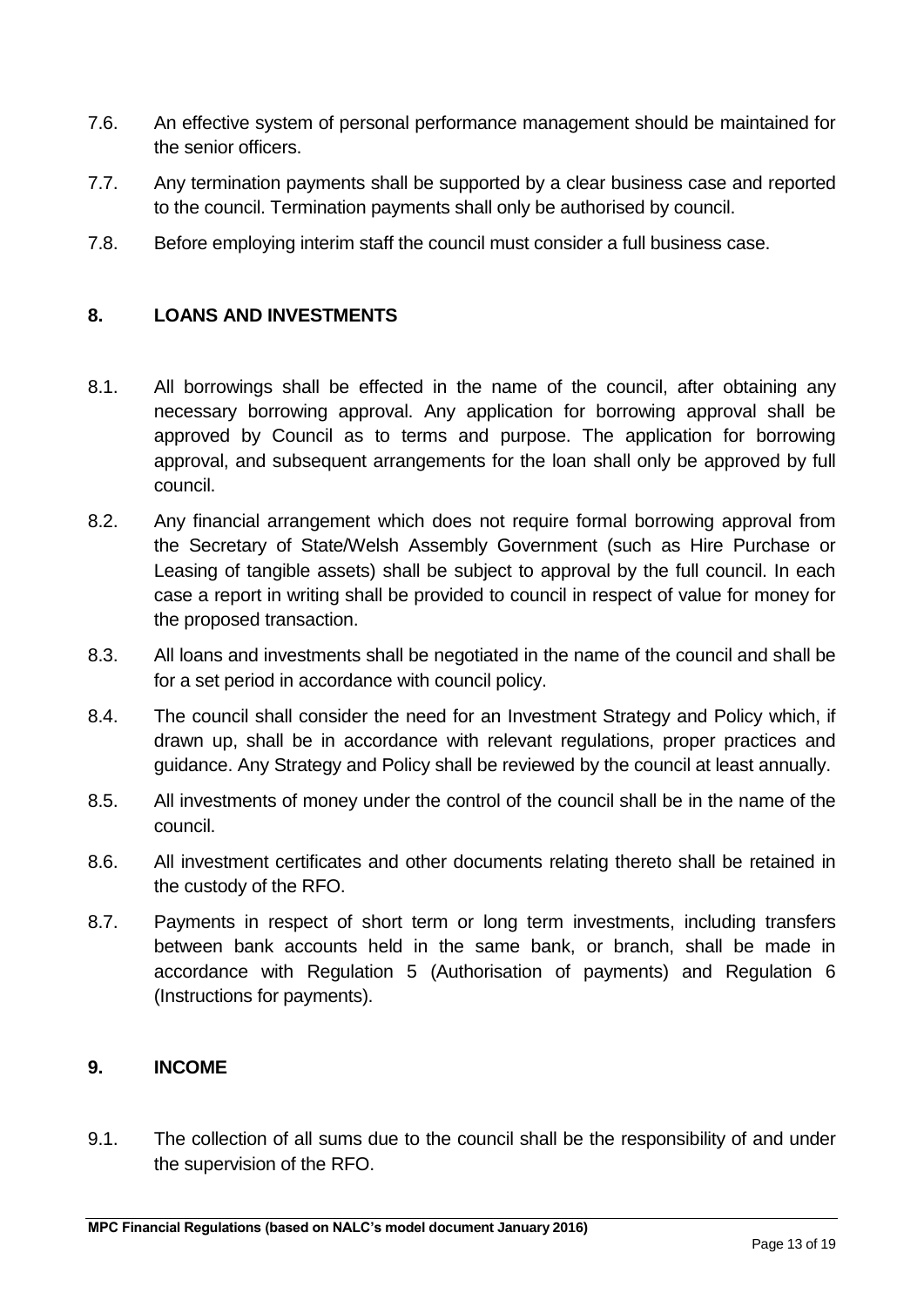7.6. An effective system of personal performance management should be maintained for the senior officers.

7.7. Any termination payments shall be supported by a clear business case and reported to the council. Termination payments shall only be authorised by council.

7.8. Before employing interim staff the council must consider a full business case.

## 8. LOANS AND INVESTMENTS

8.1. All borrowings shall be effected in the name of the council, after obtaining any necessary borrowing approval. Any application for borrowing approval shall be approved by Council as to terms and purpose. The application for borrowing approval, and subsequent arrangements for the loan shall only be approved by full council.

8.2. Any financial arrangement which does not require formal borrowing approval from the Secretary of State/Welsh Assembly Government (such as Hire Purchase or Leasing of tangible assets) shall be subject to approval by the full council. In each case a report in writing shall be provided to council in respect of value for money for the proposed transaction.

8.3. All loans and investments shall be negotiated in the name of the council and shall be for a set period in accordance with council policy.

8.4. The council shall consider the need for an Investment Strategy and Policy which, if drawn up, shall be in accordance with relevant regulations, proper practices and guidance. Any Strategy and Policy shall be reviewed by the council at least annually.

8.5. All investments of money under the control of the council shall be in the name of the council.

8.6. All investment certificates and other documents relating thereto shall be retained in the custody of the RFO.

8.7. Payments in respect of short term or long term investments, including transfers between bank accounts held in the same bank, or branch, shall be made in accordance with Regulation 5 (Authorisation of payments) and Regulation 6 (Instructions for payments).

## 9. INCOME

9.1. The collection of all sums due to the council shall be the responsibility of and under the supervision of the RFO.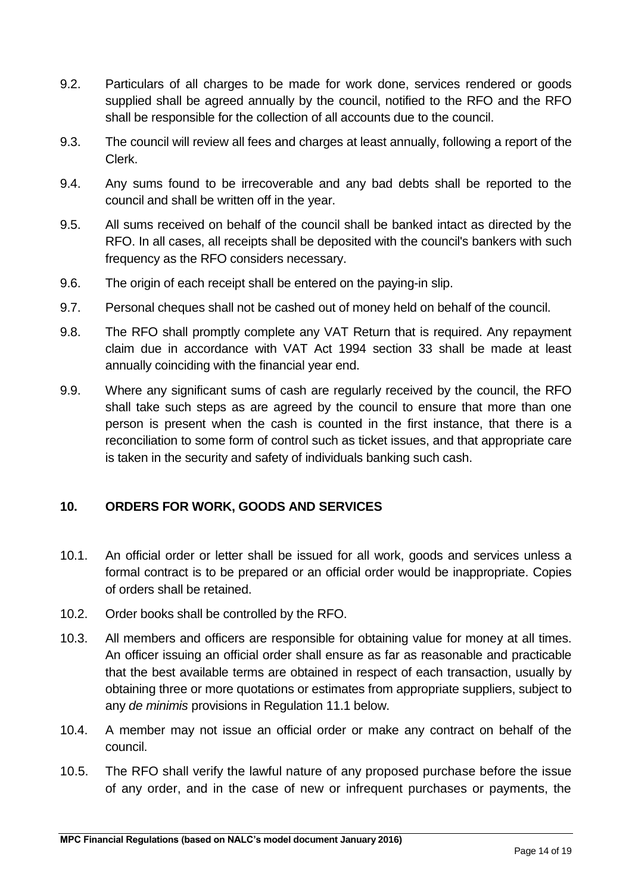9.2. Particulars of all charges to be made for work done, services rendered or goods supplied shall be agreed annually by the council, notified to the RFO and the RFO shall be responsible for the collection of all accounts due to the council.

9.3. The council will review all fees and charges at least annually, following a report of the Clerk.

9.4. Any sums found to be irrecoverable and any bad debts shall be reported to the council and shall be written off in the year.

9.5. All sums received on behalf of the council shall be banked intact as directed by the RFO. In all cases, all receipts shall be deposited with the council's bankers with such frequency as the RFO considers necessary.

9.6. The origin of each receipt shall be entered on the paying-in slip.

9.7. Personal cheques shall not be cashed out of money held on behalf of the council.

9.8. The RFO shall promptly complete any VAT Return that is required. Any repayment claim due in accordance with VAT Act 1994 section 33 shall be made at least annually coinciding with the financial year end.

9.9. Where any significant sums of cash are regularly received by the council, the RFO shall take such steps as are agreed by the council to ensure that more than one person is present when the cash is counted in the first instance, that there is a reconciliation to some form of control such as ticket issues, and that appropriate care is taken in the security and safety of individuals banking such cash.

## 10. ORDERS FOR WORK, GOODS AND SERVICES

10.1. An official order or letter shall be issued for all work, goods and services unless a formal contract is to be prepared or an official order would be inappropriate. Copies of orders shall be retained.

10.2. Order books shall be controlled by the RFO.

10.3. All members and officers are responsible for obtaining value for money at all times. An officer issuing an official order shall ensure as far as reasonable and practicable that the best available terms are obtained in respect of each transaction, usually by obtaining three or more quotations or estimates from appropriate suppliers, subject to any *de minimis* provisions in Regulation 11.1 below.

10.4. A member may not issue an official order or make any contract on behalf of the council.

10.5. The RFO shall verify the lawful nature of any proposed purchase before the issue of any order, and in the case of new or infrequent purchases or payments, the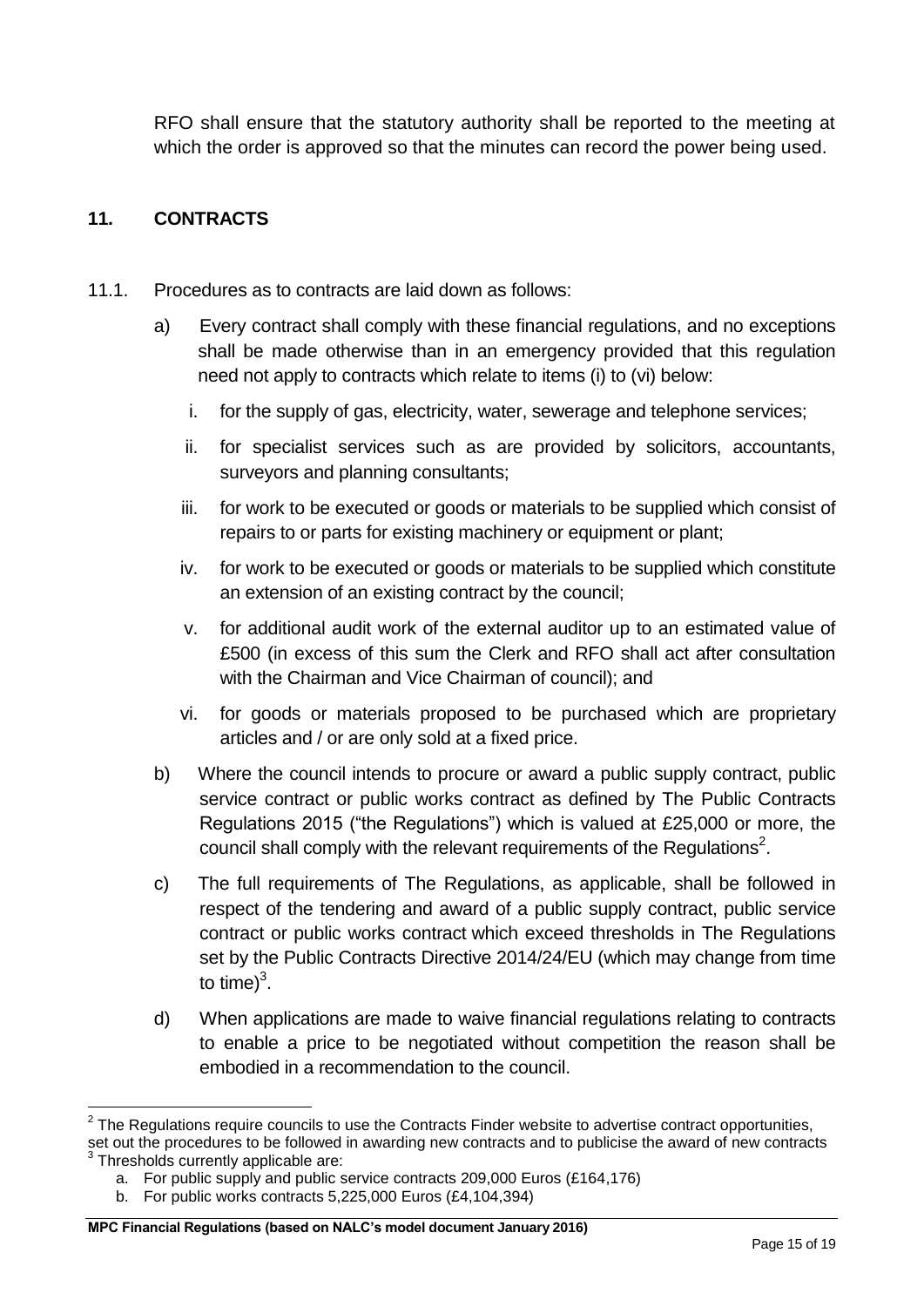RFO shall ensure that the statutory authority shall be reported to the meeting at which the order is approved so that the minutes can record the power being used.

## 11. CONTRACTS

11.1. Procedures as to contracts are laid down as follows:

a) Every contract shall comply with these financial regulations, and no exceptions shall be made otherwise than in an emergency provided that this regulation need not apply to contracts which relate to items (i) to (vi) below:

   i. for the supply of gas, electricity, water, sewerage and telephone services;

   ii. for specialist services such as are provided by solicitors, accountants, surveyors and planning consultants;

   iii. for work to be executed or goods or materials to be supplied which consist of repairs to or parts for existing machinery or equipment or plant;

   iv. for work to be executed or goods or materials to be supplied which constitute an extension of an existing contract by the council;

   v. for additional audit work of the external auditor up to an estimated value of £500 (in excess of this sum the Clerk and RFO shall act after consultation with the Chairman and Vice Chairman of council); and

   vi. for goods or materials proposed to be purchased which are proprietary articles and / or are only sold at a fixed price.

b) Where the council intends to procure or award a public supply contract, public service contract or public works contract as defined by The Public Contracts Regulations 2015 ("the Regulations") which is valued at £25,000 or more, the council shall comply with the relevant requirements of the Regulations[2].

c) The full requirements of The Regulations, as applicable, shall be followed in respect of the tendering and award of a public supply contract, public service contract or public works contract which exceed thresholds in The Regulations set by the Public Contracts Directive 2014/24/EU (which may change from time to time)[3].

d) When applications are made to waive financial regulations relating to contracts to enable a price to be negotiated without competition the reason shall be embodied in a recommendation to the council.

---

[2] The Regulations require councils to use the Contracts Finder website to advertise contract opportunities, set out the procedures to be followed in awarding new contracts and to publicise the award of new contracts

[3] Thresholds currently applicable are:

a. For public supply and public service contracts 209,000 Euros (£164,176)

b. For public works contracts 5,225,000 Euros (£4,104,394)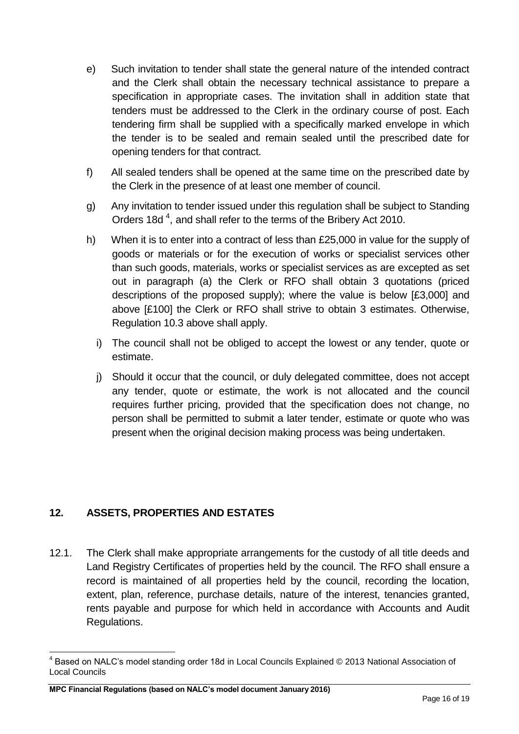e) Such invitation to tender shall state the general nature of the intended contract and the Clerk shall obtain the necessary technical assistance to prepare a specification in appropriate cases. The invitation shall in addition state that tenders must be addressed to the Clerk in the ordinary course of post. Each tendering firm shall be supplied with a specifically marked envelope in which the tender is to be sealed and remain sealed until the prescribed date for opening tenders for that contract.

f) All sealed tenders shall be opened at the same time on the prescribed date by the Clerk in the presence of at least one member of council.

g) Any invitation to tender issued under this regulation shall be subject to Standing Orders 18d [4], and shall refer to the terms of the Bribery Act 2010.

h) When it is to enter into a contract of less than £25,000 in value for the supply of goods or materials or for the execution of works or specialist services other than such goods, materials, works or specialist services as are excepted as set out in paragraph (a) the Clerk or RFO shall obtain 3 quotations (priced descriptions of the proposed supply); where the value is below [£3,000] and above [£100] the Clerk or RFO shall strive to obtain 3 estimates. Otherwise, Regulation 10.3 above shall apply.

i) The council shall not be obliged to accept the lowest or any tender, quote or estimate.

j) Should it occur that the council, or duly delegated committee, does not accept any tender, quote or estimate, the work is not allocated and the council requires further pricing, provided that the specification does not change, no person shall be permitted to submit a later tender, estimate or quote who was present when the original decision making process was being undertaken.

## 12. ASSETS, PROPERTIES AND ESTATES

12.1. The Clerk shall make appropriate arrangements for the custody of all title deeds and Land Registry Certificates of properties held by the council. The RFO shall ensure a record is maintained of all properties held by the council, recording the location, extent, plan, reference, purchase details, nature of the interest, tenancies granted, rents payable and purpose for which held in accordance with Accounts and Audit Regulations.

[4] Based on NALC's model standing order 18d in Local Councils Explained © 2013 National Association of Local Councils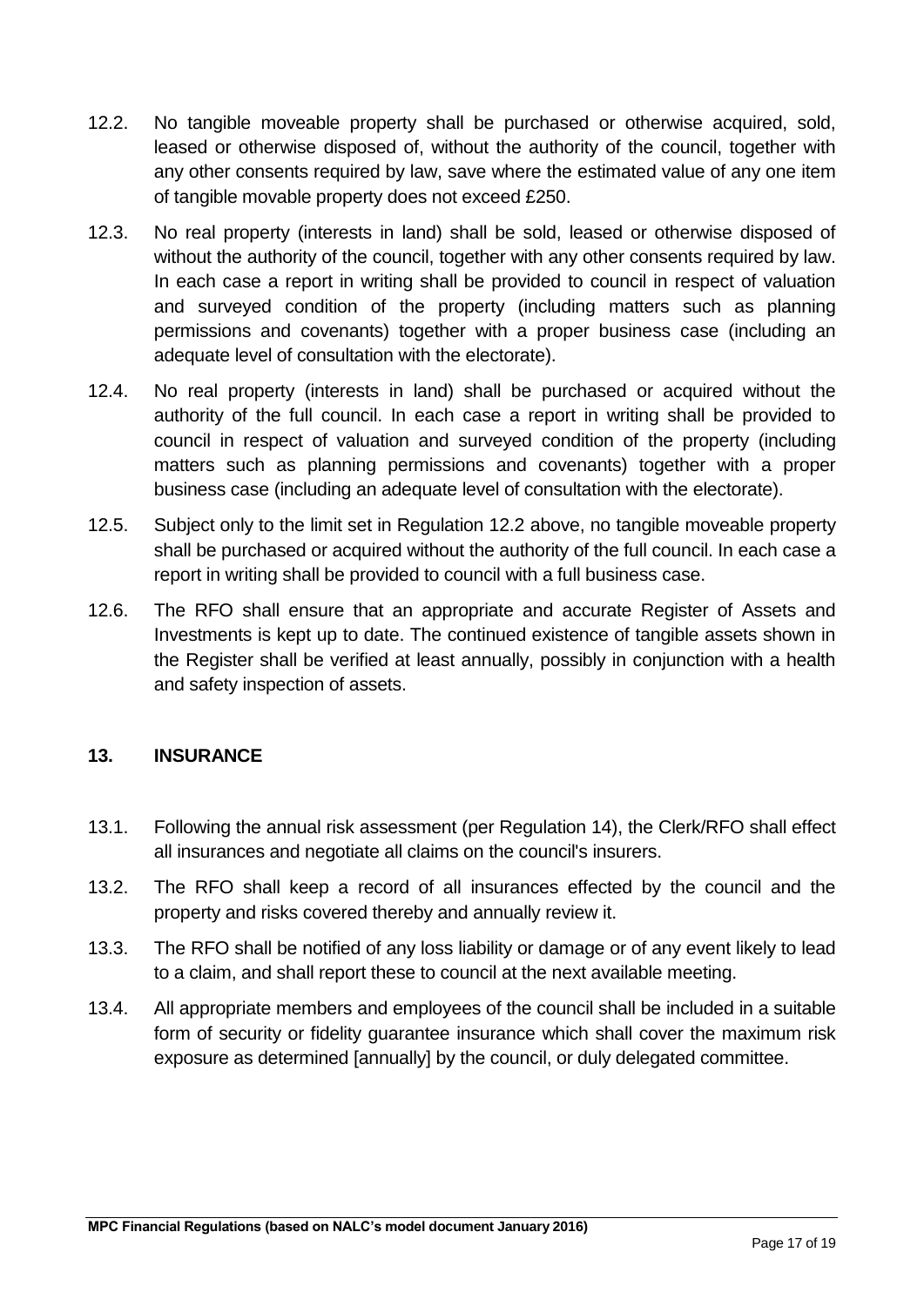12.2. No tangible moveable property shall be purchased or otherwise acquired, sold, leased or otherwise disposed of, without the authority of the council, together with any other consents required by law, save where the estimated value of any one item of tangible movable property does not exceed £250.

12.3. No real property (interests in land) shall be sold, leased or otherwise disposed of without the authority of the council, together with any other consents required by law. In each case a report in writing shall be provided to council in respect of valuation and surveyed condition of the property (including matters such as planning permissions and covenants) together with a proper business case (including an adequate level of consultation with the electorate).

12.4. No real property (interests in land) shall be purchased or acquired without the authority of the full council. In each case a report in writing shall be provided to council in respect of valuation and surveyed condition of the property (including matters such as planning permissions and covenants) together with a proper business case (including an adequate level of consultation with the electorate).

12.5. Subject only to the limit set in Regulation 12.2 above, no tangible moveable property shall be purchased or acquired without the authority of the full council. In each case a report in writing shall be provided to council with a full business case.

12.6. The RFO shall ensure that an appropriate and accurate Register of Assets and Investments is kept up to date. The continued existence of tangible assets shown in the Register shall be verified at least annually, possibly in conjunction with a health and safety inspection of assets.

## 13. INSURANCE

13.1. Following the annual risk assessment (per Regulation 14), the Clerk/RFO shall effect all insurances and negotiate all claims on the council's insurers.

13.2. The RFO shall keep a record of all insurances effected by the council and the property and risks covered thereby and annually review it.

13.3. The RFO shall be notified of any loss liability or damage or of any event likely to lead to a claim, and shall report these to council at the next available meeting.

13.4. All appropriate members and employees of the council shall be included in a suitable form of security or fidelity guarantee insurance which shall cover the maximum risk exposure as determined [annually] by the council, or duly delegated committee.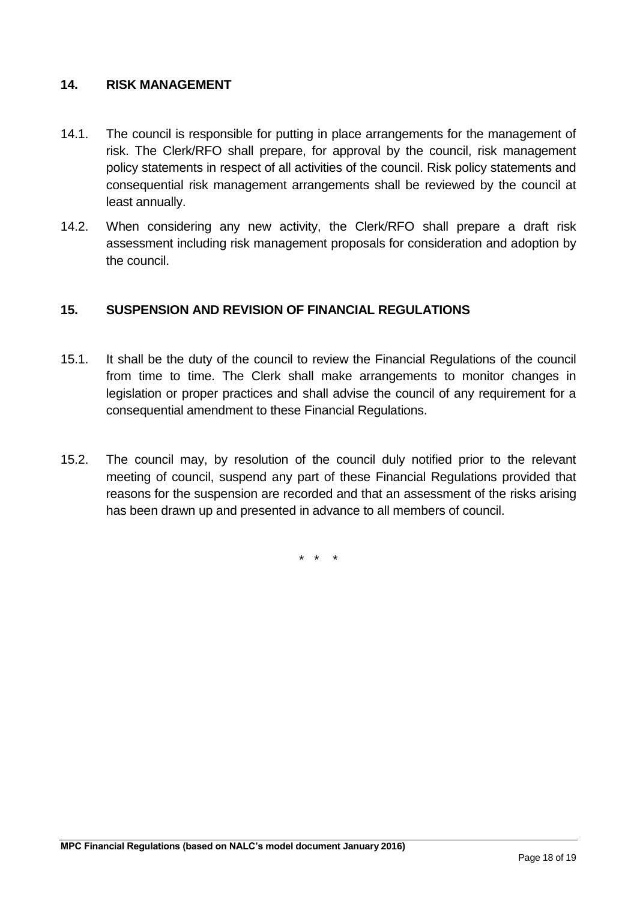## 14. RISK MANAGEMENT

14.1. The council is responsible for putting in place arrangements for the management of risk. The Clerk/RFO shall prepare, for approval by the council, risk management policy statements in respect of all activities of the council. Risk policy statements and consequential risk management arrangements shall be reviewed by the council at least annually.

14.2. When considering any new activity, the Clerk/RFO shall prepare a draft risk assessment including risk management proposals for consideration and adoption by the council.

## 15. SUSPENSION AND REVISION OF FINANCIAL REGULATIONS

15.1. It shall be the duty of the council to review the Financial Regulations of the council from time to time. The Clerk shall make arrangements to monitor changes in legislation or proper practices and shall advise the council of any requirement for a consequential amendment to these Financial Regulations.

15.2. The council may, by resolution of the council duly notified prior to the relevant meeting of council, suspend any part of these Financial Regulations provided that reasons for the suspension are recorded and that an assessment of the risks arising has been drawn up and presented in advance to all members of council.

\* \* \*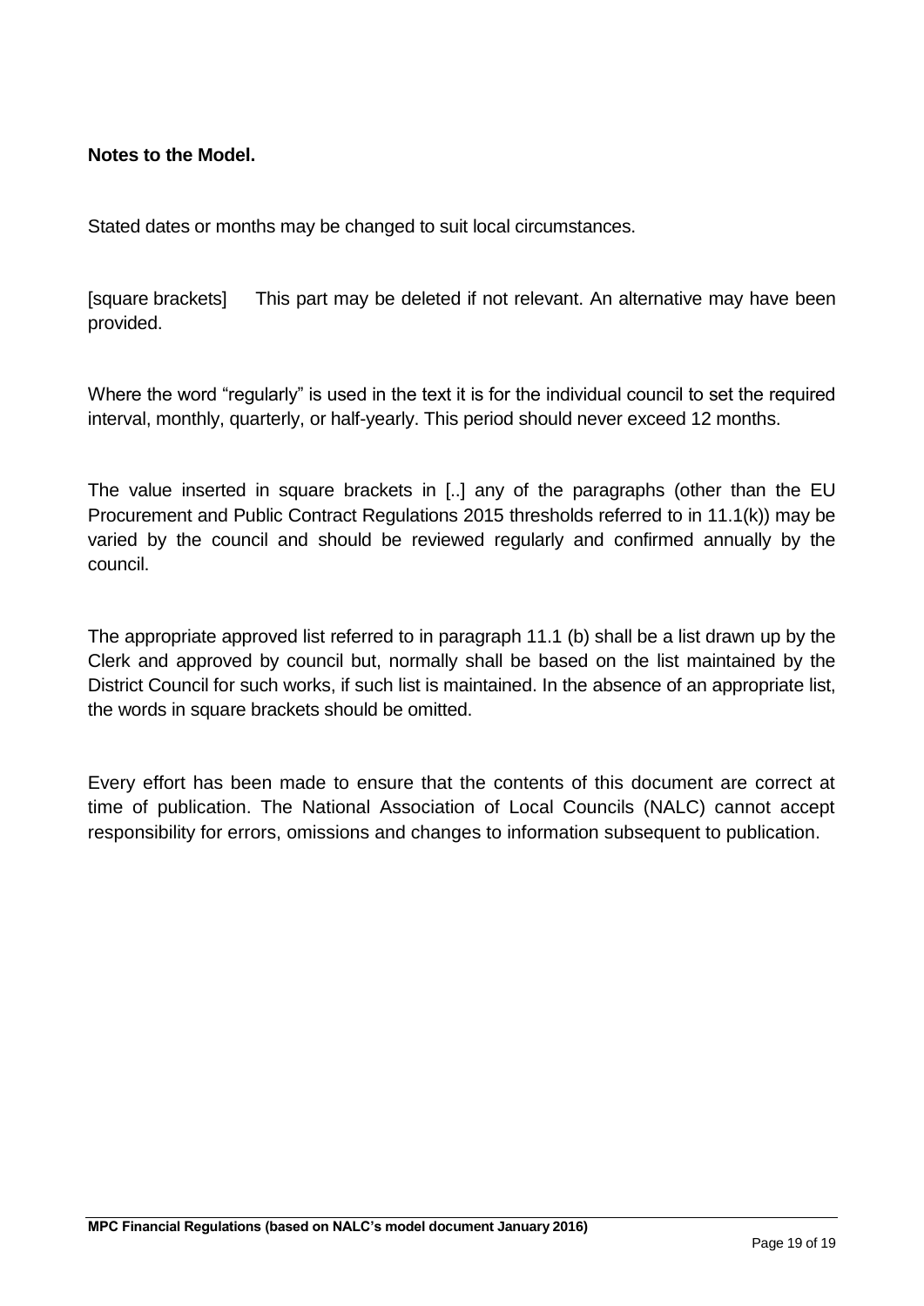**Notes to the Model.**

Stated dates or months may be changed to suit local circumstances.

[square brackets] This part may be deleted if not relevant. An alternative may have been provided.

Where the word "regularly" is used in the text it is for the individual council to set the required interval, monthly, quarterly, or half-yearly. This period should never exceed 12 months.

The value inserted in square brackets in [..] any of the paragraphs (other than the EU Procurement and Public Contract Regulations 2015 thresholds referred to in 11.1(k)) may be varied by the council and should be reviewed regularly and confirmed annually by the council.

The appropriate approved list referred to in paragraph 11.1 (b) shall be a list drawn up by the Clerk and approved by council but, normally shall be based on the list maintained by the District Council for such works, if such list is maintained. In the absence of an appropriate list, the words in square brackets should be omitted.

Every effort has been made to ensure that the contents of this document are correct at time of publication. The National Association of Local Councils (NALC) cannot accept responsibility for errors, omissions and changes to information subsequent to publication.